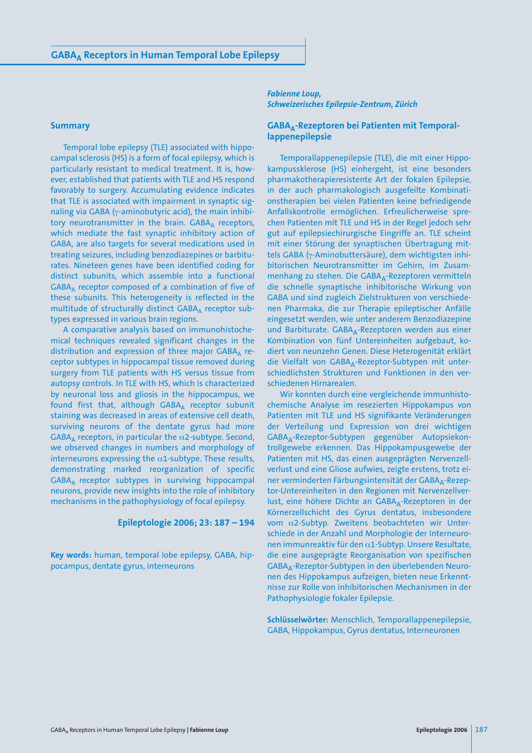# $GABA_A$ Receptors in Human Temporal Lobe Epilepsy

***Fabienne Loup,***
***Schweizerisches Epilepsie-Zentrum, Zürich***

## Summary

Temporal lobe epilepsy (TLE) associated with hippocampal sclerosis (HS) is a form of focal epilepsy, which is particularly resistant to medical treatment. It is, however, established that patients with TLE and HS respond favorably to surgery. Accumulating evidence indicates that TLE is associated with impairment in synaptic signaling via GABA (γ-aminobutyric acid), the main inhibitory neurotransmitter in the brain. $GABA_A$ receptors, which mediate the fast synaptic inhibitory action of GABA, are also targets for several medications used in treating seizures, including benzodiazepines or barbiturates. Nineteen genes have been identified coding for distinct subunits, which assemble into a functional $GABA_A$ receptor composed of a combination of five of these subunits. This heterogeneity is reflected in the multitude of structurally distinct $GABA_A$ receptor subtypes expressed in various brain regions.

A comparative analysis based on immunohistochemical techniques revealed significant changes in the distribution and expression of three major $GABA_A$ receptor subtypes in hippocampal tissue removed during surgery from TLE patients with HS versus tissue from autopsy controls. In TLE with HS, which is characterized by neuronal loss and gliosis in the hippocampus, we found first that, although $GABA_A$ receptor subunit staining was decreased in areas of extensive cell death, surviving neurons of the dentate gyrus had more $GABA_A$ receptors, in particular the α2-subtype. Second, we observed changes in numbers and morphology of interneurons expressing the α1-subtype. These results, demonstrating marked reorganization of specific $GABA_A$ receptor subtypes in surviving hippocampal neurons, provide new insights into the role of inhibitory mechanisms in the pathophysiology of focal epilepsy.

**Epileptologie 2006; 23: 187 – 194**

**Key words:** human, temporal lobe epilepsy, GABA, hippocampus, dentate gyrus, interneurons

## $GABA_A$-Rezeptoren bei Patienten mit Temporallappenepilepsie

Temporallappenepilepsie (TLE), die mit einer Hippokampussklerose (HS) einhergeht, ist eine besonders pharmakotherapieresistente Art der fokalen Epilepsie, in der auch pharmakologisch ausgefeilte Kombinationstherapien bei vielen Patienten keine befriedigende Anfallskontrolle ermöglichen. Erfreulicherweise sprechen Patienten mit TLE und HS in der Regel jedoch sehr gut auf epilepsiechirurgische Eingriffe an. TLE scheint mit einer Störung der synaptischen Übertragung mittels GABA (γ-Aminobuttersäure), dem wichtigsten inhibitorischen Neurotransmitter im Gehirn, im Zusammenhang zu stehen. Die $GABA_A$-Rezeptoren vermitteln die schnelle synaptische inhibitorische Wirkung von GABA und sind zugleich Zielstrukturen von verschiedenen Pharmaka, die zur Therapie epileptischer Anfälle eingesetzt werden, wie unter anderem Benzodiazepine und Barbiturate. $GABA_A$-Rezeptoren werden aus einer Kombination von fünf Untereinheiten aufgebaut, kodiert von neunzehn Genen. Diese Heterogenität erklärt die Vielfalt von $GABA_A$-Rezeptor-Subtypen mit unterschiedlichsten Strukturen und Funktionen in den verschiedenen Hirnarealen.

Wir konnten durch eine vergleichende immunhistochemische Analyse im resezierten Hippokampus von Patienten mit TLE und HS signifikante Veränderungen der Verteilung und Expression von drei wichtigen $GABA_A$-Rezeptor-Subtypen gegenüber Autopsiekontrollgewebe erkennen. Das Hippokampusgewebe der Patienten mit HS, das einen ausgeprägten Nervenzellverlust und eine Gliose aufwies, zeigte erstens, trotz einer verminderten Färbungsintensität der $GABA_A$-Rezeptor-Untereinheiten in den Regionen mit Nervenzellverlust, eine höhere Dichte an $GABA_A$-Rezeptoren in der Körnerzellschicht des Gyrus dentatus, insbesondere vom α2-Subtyp. Zweitens beobachteten wir Unterschiede in der Anzahl und Morphologie der Interneuronen immunreaktiv für den α1-Subtyp. Unsere Resultate, die eine ausgeprägte Reorganisation von spezifischen $GABA_A$-Rezeptor-Subtypen in den überlebenden Neuronen des Hippokampus aufzeigen, bieten neue Erkenntnisse zur Rolle von inhibitorischen Mechanismen in der Pathophysiologie fokaler Epilepsie.

**Schlüsselwörter:** Menschlich, Temporallappenepilepsie, GABA, Hippokampus, Gyrus dentatus, Interneuronen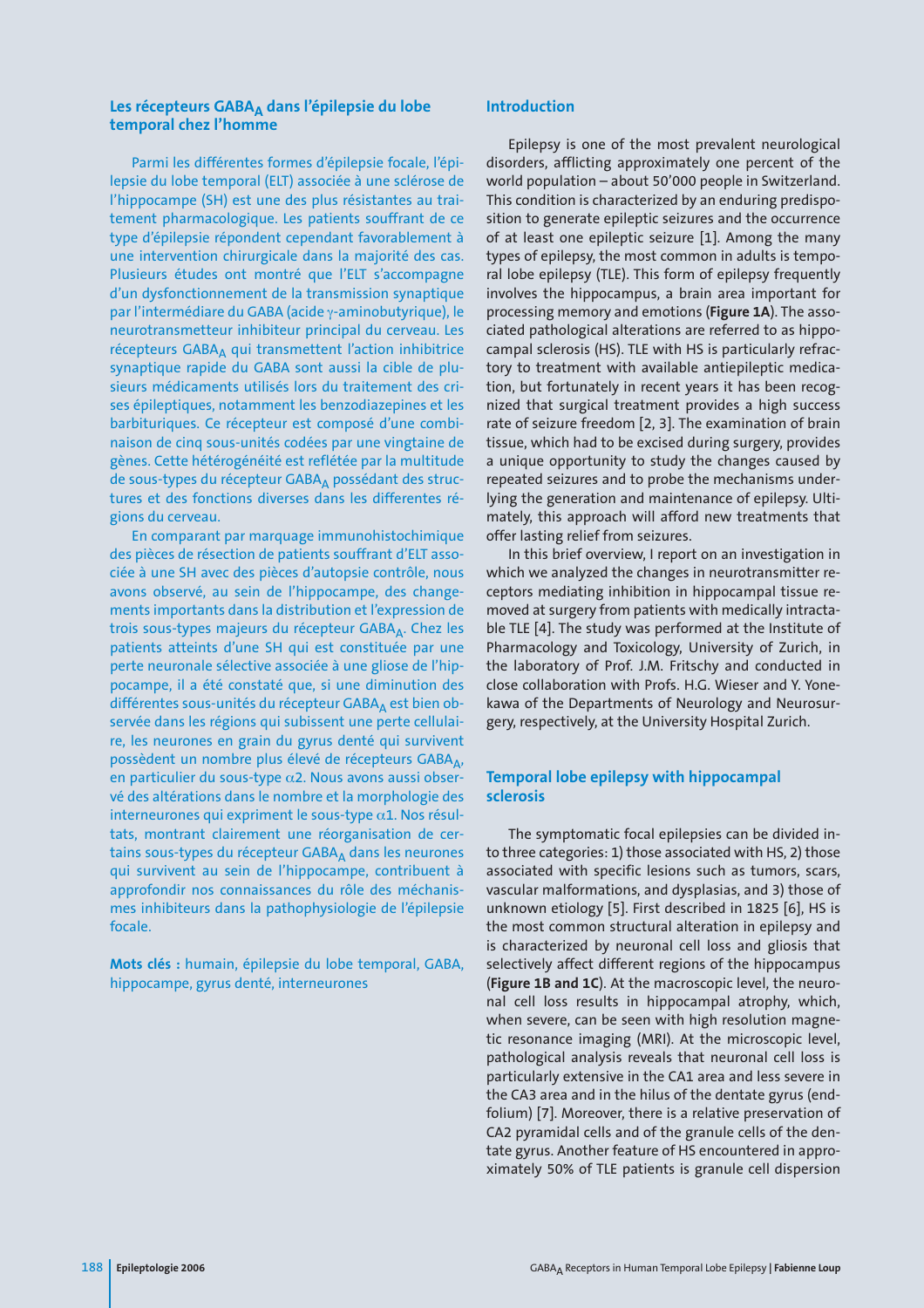## Les récepteurs $GABA_A$ dans l'épilepsie du lobe temporal chez l'homme

Parmi les différentes formes d'épilepsie focale, l'épilepsie du lobe temporal (ELT) associée à une sclérose de l'hippocampe (SH) est une des plus résistantes au traitement pharmacologique. Les patients souffrant de ce type d'épilepsie répondent cependant favorablement à une intervention chirurgicale dans la majorité des cas. Plusieurs études ont montré que l'ELT s'accompagne d'un dysfonctionnement de la transmission synaptique par l'intermédiare du GABA (acide γ-aminobutyrique), le neurotransmetteur inhibiteur principal du cerveau. Les récepteurs $GABA_A$ qui transmettent l'action inhibitrice synaptique rapide du GABA sont aussi la cible de plusieurs médicaments utilisés lors du traitement des crises épileptiques, notamment les benzodiazepines et les barbituriques. Ce récepteur est composé d'une combinaison de cinq sous-unités codées par une vingtaine de gènes. Cette hétérogénéité est reflétée par la multitude de sous-types du récepteur $GABA_A$ possédant des structures et des fonctions diverses dans les differentes régions du cerveau.

En comparant par marquage immunohistochimique des pièces de résection de patients souffrant d'ELT associée à une SH avec des pièces d'autopsie contrôle, nous avons observé, au sein de l'hippocampe, des changements importants dans la distribution et l'expression de trois sous-types majeurs du récepteur $GABA_A$. Chez les patients atteints d'une SH qui est constituée par une perte neuronale sélective associée à une gliose de l'hippocampe, il a été constaté que, si une diminution des différentes sous-unités du récepteur $GABA_A$ est bien observée dans les régions qui subissent une perte cellulaire, les neurones en grain du gyrus denté qui survivent possèdent un nombre plus élevé de récepteurs $GABA_A$, en particulier du sous-type α2. Nous avons aussi observé des altérations dans le nombre et la morphologie des interneurones qui expriment le sous-type α1. Nos résultats, montrant clairement une réorganisation de certains sous-types du récepteur $GABA_A$ dans les neurones qui survivent au sein de l'hippocampe, contribuent à approfondir nos connaissances du rôle des méchanismes inhibiteurs dans la pathophysiologie de l'épilepsie focale.

**Mots clés :** humain, épilepsie du lobe temporal, GABA, hippocampe, gyrus denté, interneurones

## Introduction

Epilepsy is one of the most prevalent neurological disorders, afflicting approximately one percent of the world population – about 50'000 people in Switzerland. This condition is characterized by an enduring predisposition to generate epileptic seizures and the occurrence of at least one epileptic seizure [1]. Among the many types of epilepsy, the most common in adults is temporal lobe epilepsy (TLE). This form of epilepsy frequently involves the hippocampus, a brain area important for processing memory and emotions (**Figure 1A**). The associated pathological alterations are referred to as hippocampal sclerosis (HS). TLE with HS is particularly refractory to treatment with available antiepileptic medication, but fortunately in recent years it has been recognized that surgical treatment provides a high success rate of seizure freedom [2, 3]. The examination of brain tissue, which had to be excised during surgery, provides a unique opportunity to study the changes caused by repeated seizures and to probe the mechanisms underlying the generation and maintenance of epilepsy. Ultimately, this approach will afford new treatments that offer lasting relief from seizures.

In this brief overview, I report on an investigation in which we analyzed the changes in neurotransmitter receptors mediating inhibition in hippocampal tissue removed at surgery from patients with medically intractable TLE [4]. The study was performed at the Institute of Pharmacology and Toxicology, University of Zurich, in the laboratory of Prof. J.M. Fritschy and conducted in close collaboration with Profs. H.G. Wieser and Y. Yonekawa of the Departments of Neurology and Neurosurgery, respectively, at the University Hospital Zurich.

## Temporal lobe epilepsy with hippocampal sclerosis

The symptomatic focal epilepsies can be divided into three categories: 1) those associated with HS, 2) those associated with specific lesions such as tumors, scars, vascular malformations, and dysplasias, and 3) those of unknown etiology [5]. First described in 1825 [6], HS is the most common structural alteration in epilepsy and is characterized by neuronal cell loss and gliosis that selectively affect different regions of the hippocampus (**Figure 1B and 1C**). At the macroscopic level, the neuronal cell loss results in hippocampal atrophy, which, when severe, can be seen with high resolution magnetic resonance imaging (MRI). At the microscopic level, pathological analysis reveals that neuronal cell loss is particularly extensive in the CA1 area and less severe in the CA3 area and in the hilus of the dentate gyrus (endfolium) [7]. Moreover, there is a relative preservation of CA2 pyramidal cells and of the granule cells of the dentate gyrus. Another feature of HS encountered in approximately 50% of TLE patients is granule cell dispersion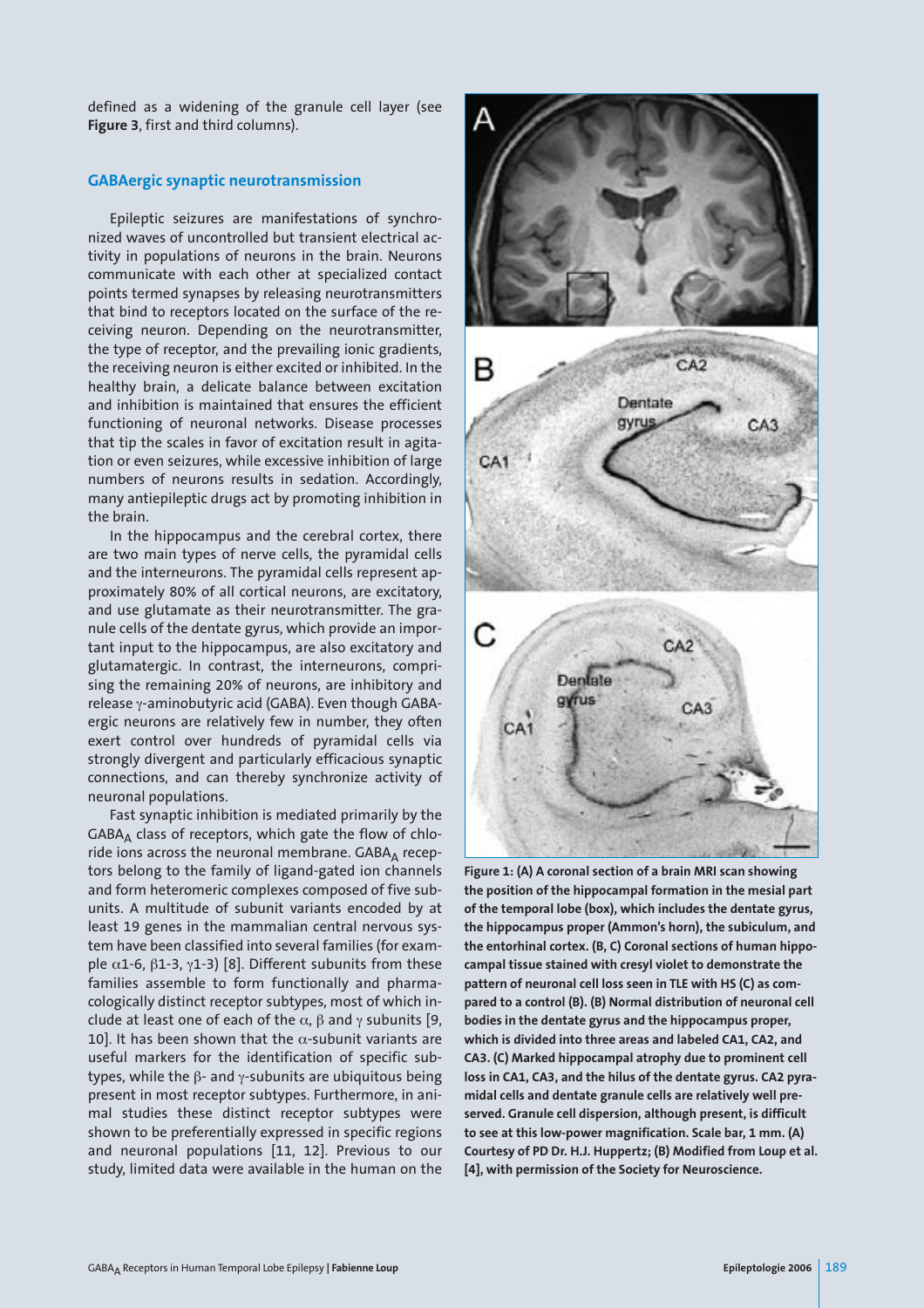defined as a widening of the granule cell layer (see **Figure 3**, first and third columns).

## GABAergic synaptic neurotransmission

Epileptic seizures are manifestations of synchronized waves of uncontrolled but transient electrical activity in populations of neurons in the brain. Neurons communicate with each other at specialized contact points termed synapses by releasing neurotransmitters that bind to receptors located on the surface of the receiving neuron. Depending on the neurotransmitter, the type of receptor, and the prevailing ionic gradients, the receiving neuron is either excited or inhibited. In the healthy brain, a delicate balance between excitation and inhibition is maintained that ensures the efficient functioning of neuronal networks. Disease processes that tip the scales in favor of excitation result in agitation or even seizures, while excessive inhibition of large numbers of neurons results in sedation. Accordingly, many antiepileptic drugs act by promoting inhibition in the brain.

In the hippocampus and the cerebral cortex, there are two main types of nerve cells, the pyramidal cells and the interneurons. The pyramidal cells represent approximately 80% of all cortical neurons, are excitatory, and use glutamate as their neurotransmitter. The granule cells of the dentate gyrus, which provide an important input to the hippocampus, are also excitatory and glutamatergic. In contrast, the interneurons, comprising the remaining 20% of neurons, are inhibitory and release γ-aminobutyric acid (GABA). Even though GABAergic neurons are relatively few in number, they often exert control over hundreds of pyramidal cells via strongly divergent and particularly efficacious synaptic connections, and can thereby synchronize activity of neuronal populations.

Fast synaptic inhibition is mediated primarily by the $GABA_A$ class of receptors, which gate the flow of chloride ions across the neuronal membrane. $GABA_A$ receptors belong to the family of ligand-gated ion channels and form heteromeric complexes composed of five subunits. A multitude of subunit variants encoded by at least 19 genes in the mammalian central nervous system have been classified into several families (for example $\alpha$1-6, $\beta$1-3, $\gamma$1-3) [8]. Different subunits from these families assemble to form functionally and pharmacologically distinct receptor subtypes, most of which include at least one of each of the $\alpha$, $\beta$ and $\gamma$ subunits [9, 10]. It has been shown that the $\alpha$-subunit variants are useful markers for the identification of specific subtypes, while the $\beta$- and $\gamma$-subunits are ubiquitous being present in most receptor subtypes. Furthermore, in animal studies these distinct receptor subtypes were shown to be preferentially expressed in specific regions and neuronal populations [11, 12]. Previous to our study, limited data were available in the human on the

**Figure 1: (A) A coronal section of a brain MRI scan showing the position of the hippocampal formation in the mesial part of the temporal lobe (box), which includes the dentate gyrus, the hippocampus proper (Ammon's horn), the subiculum, and the entorhinal cortex. (B, C) Coronal sections of human hippocampal tissue stained with cresyl violet to demonstrate the pattern of neuronal cell loss seen in TLE with HS (C) as compared to a control (B). (B) Normal distribution of neuronal cell bodies in the dentate gyrus and the hippocampus proper, which is divided into three areas and labeled CA1, CA2, and CA3. (C) Marked hippocampal atrophy due to prominent cell loss in CA1, CA3, and the hilus of the dentate gyrus. CA2 pyramidal cells and dentate granule cells are relatively well preserved. Granule cell dispersion, although present, is difficult to see at this low-power magnification. Scale bar, 1 mm. (A) Courtesy of PD Dr. H.J. Huppertz; (B) Modified from Loup et al. [4], with permission of the Society for Neuroscience.**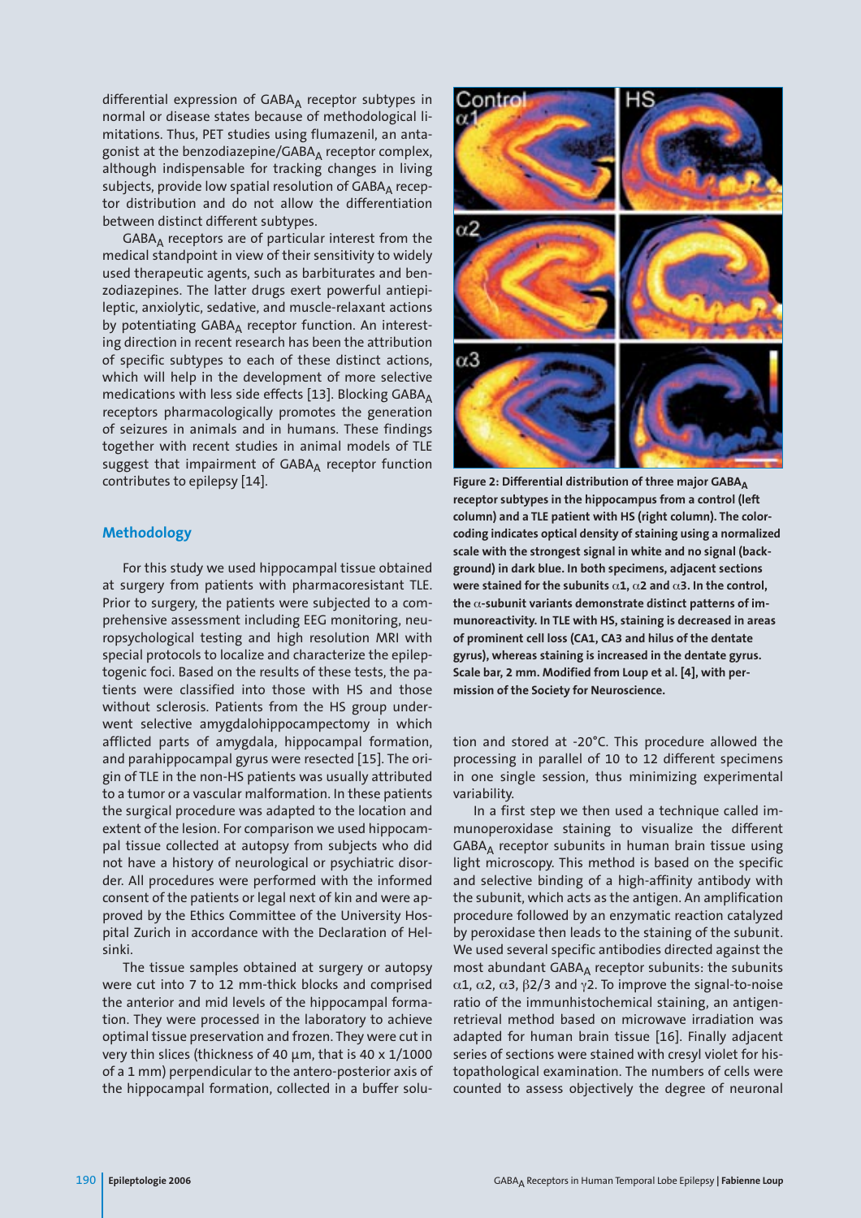differential expression of $GABA_A$ receptor subtypes in normal or disease states because of methodological limitations. Thus, PET studies using flumazenil, an antagonist at the benzodiazepine/$GABA_A$ receptor complex, although indispensable for tracking changes in living subjects, provide low spatial resolution of $GABA_A$ receptor distribution and do not allow the differentiation between distinct different subtypes.

$GABA_A$ receptors are of particular interest from the medical standpoint in view of their sensitivity to widely used therapeutic agents, such as barbiturates and benzodiazepines. The latter drugs exert powerful antiepileptic, anxiolytic, sedative, and muscle-relaxant actions by potentiating $GABA_A$ receptor function. An interesting direction in recent research has been the attribution of specific subtypes to each of these distinct actions, which will help in the development of more selective medications with less side effects [13]. Blocking $GABA_A$ receptors pharmacologically promotes the generation of seizures in animals and in humans. These findings together with recent studies in animal models of TLE suggest that impairment of $GABA_A$ receptor function contributes to epilepsy [14].

## Methodology

For this study we used hippocampal tissue obtained at surgery from patients with pharmacoresistant TLE. Prior to surgery, the patients were subjected to a comprehensive assessment including EEG monitoring, neuropsychological testing and high resolution MRI with special protocols to localize and characterize the epileptogenic foci. Based on the results of these tests, the patients were classified into those with HS and those without sclerosis. Patients from the HS group underwent selective amygdalohippocampectomy in which afflicted parts of amygdala, hippocampal formation, and parahippocampal gyrus were resected [15]. The origin of TLE in the non-HS patients was usually attributed to a tumor or a vascular malformation. In these patients the surgical procedure was adapted to the location and extent of the lesion. For comparison we used hippocampal tissue collected at autopsy from subjects who did not have a history of neurological or psychiatric disorder. All procedures were performed with the informed consent of the patients or legal next of kin and were approved by the Ethics Committee of the University Hospital Zurich in accordance with the Declaration of Helsinki.

The tissue samples obtained at surgery or autopsy were cut into 7 to 12 mm-thick blocks and comprised the anterior and mid levels of the hippocampal formation. They were processed in the laboratory to achieve optimal tissue preservation and frozen. They were cut in very thin slices (thickness of 40 µm, that is 40 x 1/1000 of a 1 mm) perpendicular to the antero-posterior axis of the hippocampal formation, collected in a buffer solution and stored at -20°C. This procedure allowed the processing in parallel of 10 to 12 different specimens in one single session, thus minimizing experimental variability.

**Figure 2: Differential distribution of three major $GABA_A$ receptor subtypes in the hippocampus from a control (left column) and a TLE patient with HS (right column). The color-coding indicates optical density of staining using a normalized scale with the strongest signal in white and no signal (background) in dark blue. In both specimens, adjacent sections were stained for the subunits α1, α2 and α3. In the control, the α-subunit variants demonstrate distinct patterns of immunoreactivity. In TLE with HS, staining is decreased in areas of prominent cell loss (CA1, CA3 and hilus of the dentate gyrus), whereas staining is increased in the dentate gyrus. Scale bar, 2 mm. Modified from Loup et al. [4], with permission of the Society for Neuroscience.**

In a first step we then used a technique called immunoperoxidase staining to visualize the different $GABA_A$ receptor subunits in human brain tissue using light microscopy. This method is based on the specific and selective binding of a high-affinity antibody with the subunit, which acts as the antigen. An amplification procedure followed by an enzymatic reaction catalyzed by peroxidase then leads to the staining of the subunit. We used several specific antibodies directed against the most abundant $GABA_A$ receptor subunits: the subunits α1, α2, α3, β2/3 and γ2. To improve the signal-to-noise ratio of the immunhistochemical staining, an antigen-retrieval method based on microwave irradiation was adapted for human brain tissue [16]. Finally adjacent series of sections were stained with cresyl violet for histopathological examination. The numbers of cells were counted to assess objectively the degree of neuronal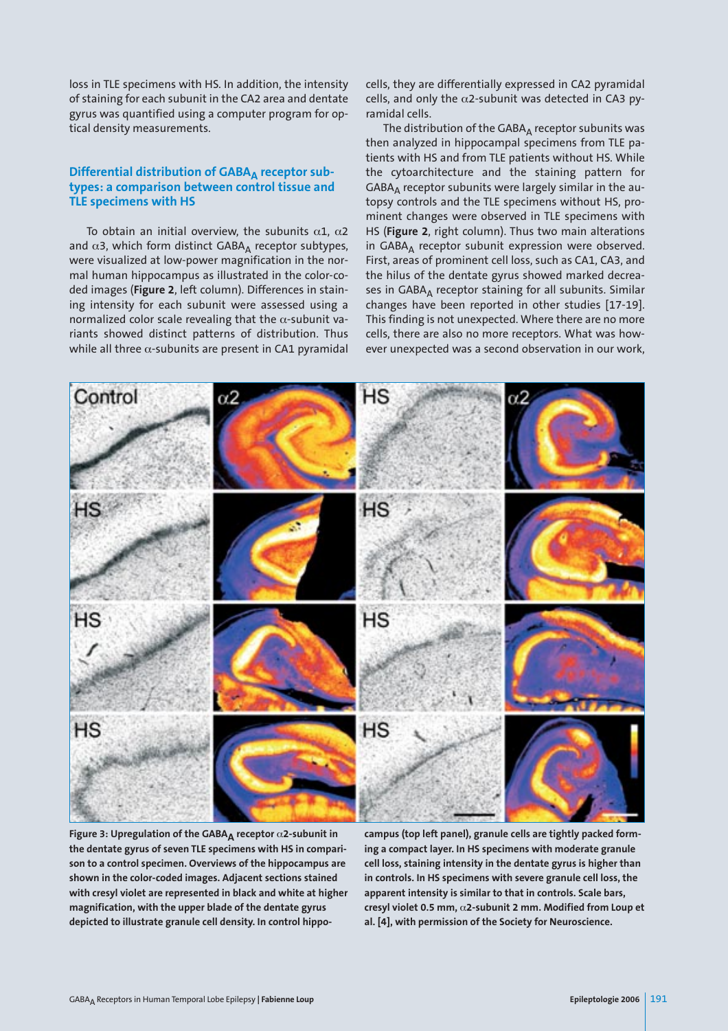loss in TLE specimens with HS. In addition, the intensity of staining for each subunit in the CA2 area and dentate gyrus was quantified using a computer program for optical density measurements.

### Differential distribution of $GABA_A$ receptor subtypes: a comparison between control tissue and TLE specimens with HS

To obtain an initial overview, the subunits $\alpha1$, $\alpha2$ and $\alpha3$, which form distinct $GABA_A$ receptor subtypes, were visualized at low-power magnification in the normal human hippocampus as illustrated in the color-coded images (**Figure 2**, left column). Differences in staining intensity for each subunit were assessed using a normalized color scale revealing that the $\alpha$-subunit variants showed distinct patterns of distribution. Thus while all three $\alpha$-subunits are present in CA1 pyramidal cells, they are differentially expressed in CA2 pyramidal cells, and only the $\alpha2$-subunit was detected in CA3 pyramidal cells.

The distribution of the $GABA_A$ receptor subunits was then analyzed in hippocampal specimens from TLE patients with HS and from TLE patients without HS. While the cytoarchitecture and the staining pattern for $GABA_A$ receptor subunits were largely similar in the autopsy controls and the TLE specimens without HS, prominent changes were observed in TLE specimens with HS (**Figure 2**, right column). Thus two main alterations in $GABA_A$ receptor subunit expression were observed. First, areas of prominent cell loss, such as CA1, CA3, and the hilus of the dentate gyrus showed marked decreases in $GABA_A$ receptor staining for all subunits. Similar changes have been reported in other studies [17-19]. This finding is not unexpected. Where there are no more cells, there are also no more receptors. What was however unexpected was a second observation in our work,

**Figure 3: Upregulation of the $GABA_A$ receptor $\alpha2$-subunit in the dentate gyrus of seven TLE specimens with HS in comparison to a control specimen. Overviews of the hippocampus are shown in the color-coded images. Adjacent sections stained with cresyl violet are represented in black and white at higher magnification, with the upper blade of the dentate gyrus depicted to illustrate granule cell density. In control hippocampus (top left panel), granule cells are tightly packed forming a compact layer. In HS specimens with moderate granule cell loss, staining intensity in the dentate gyrus is higher than in controls. In HS specimens with severe granule cell loss, the apparent intensity is similar to that in controls. Scale bars, cresyl violet 0.5 mm, $\alpha2$-subunit 2 mm. Modified from Loup et al. [4], with permission of the Society for Neuroscience.**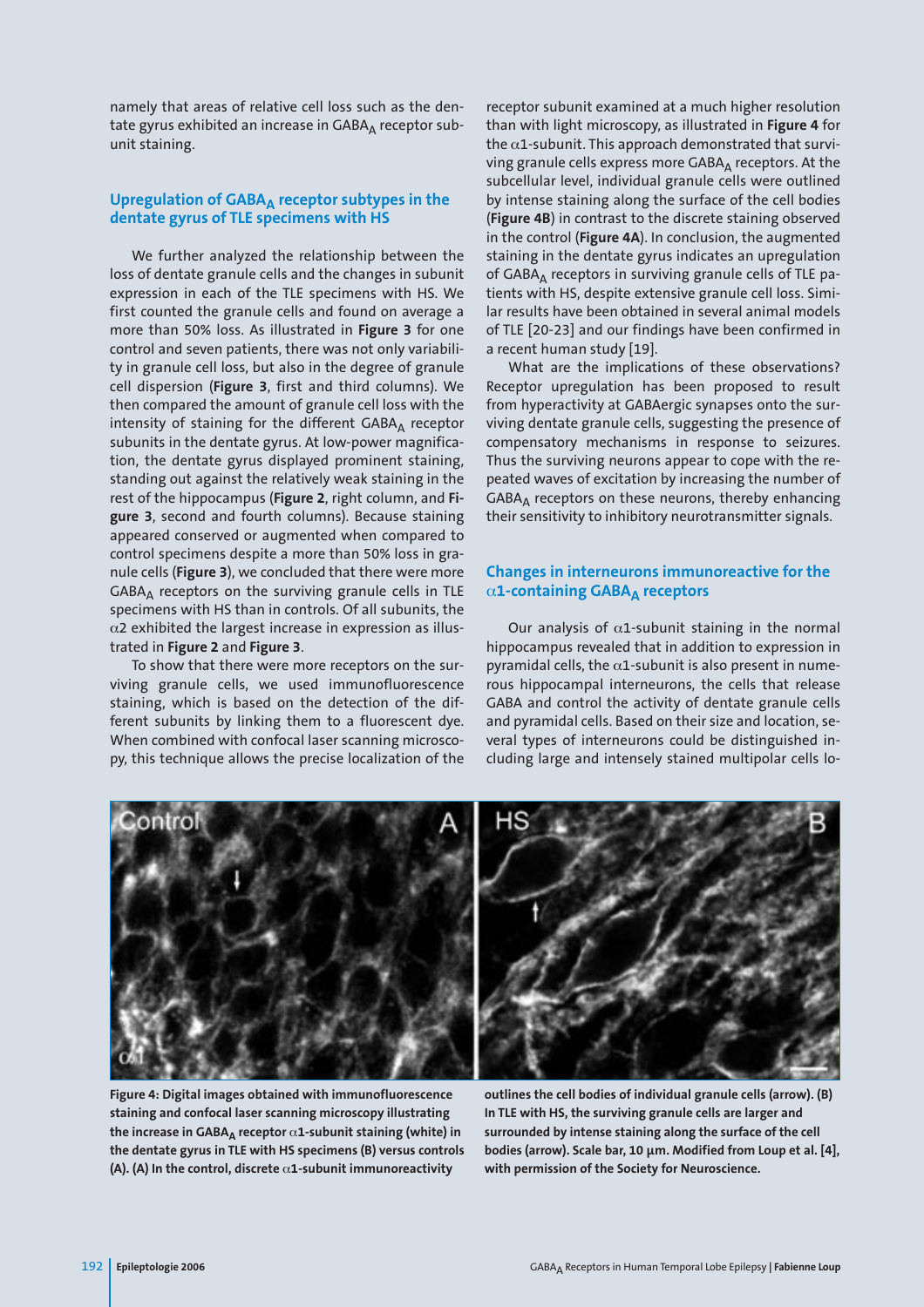namely that areas of relative cell loss such as the dentate gyrus exhibited an increase in $GABA_A$ receptor subunit staining.

## Upregulation of $GABA_A$ receptor subtypes in the dentate gyrus of TLE specimens with HS

We further analyzed the relationship between the loss of dentate granule cells and the changes in subunit expression in each of the TLE specimens with HS. We first counted the granule cells and found on average a more than 50% loss. As illustrated in **Figure 3** for one control and seven patients, there was not only variability in granule cell loss, but also in the degree of granule cell dispersion (**Figure 3**, first and third columns). We then compared the amount of granule cell loss with the intensity of staining for the different $GABA_A$ receptor subunits in the dentate gyrus. At low-power magnification, the dentate gyrus displayed prominent staining, standing out against the relatively weak staining in the rest of the hippocampus (**Figure 2**, right column, and **Figure 3**, second and fourth columns). Because staining appeared conserved or augmented when compared to control specimens despite a more than 50% loss in granule cells (**Figure 3**), we concluded that there were more $GABA_A$ receptors on the surviving granule cells in TLE specimens with HS than in controls. Of all subunits, the $\alpha$2 exhibited the largest increase in expression as illustrated in **Figure 2** and **Figure 3**.

To show that there were more receptors on the surviving granule cells, we used immunofluorescence staining, which is based on the detection of the different subunits by linking them to a fluorescent dye. When combined with confocal laser scanning microscopy, this technique allows the precise localization of the receptor subunit examined at a much higher resolution than with light microscopy, as illustrated in **Figure 4** for the $\alpha$1-subunit. This approach demonstrated that surviving granule cells express more $GABA_A$ receptors. At the subcellular level, individual granule cells were outlined by intense staining along the surface of the cell bodies (**Figure 4B**) in contrast to the discrete staining observed in the control (**Figure 4A**). In conclusion, the augmented staining in the dentate gyrus indicates an upregulation of $GABA_A$ receptors in surviving granule cells of TLE patients with HS, despite extensive granule cell loss. Similar results have been obtained in several animal models of TLE [20-23] and our findings have been confirmed in a recent human study [19].

What are the implications of these observations? Receptor upregulation has been proposed to result from hyperactivity at GABAergic synapses onto the surviving dentate granule cells, suggesting the presence of compensatory mechanisms in response to seizures. Thus the surviving neurons appear to cope with the repeated waves of excitation by increasing the number of $GABA_A$ receptors on these neurons, thereby enhancing their sensitivity to inhibitory neurotransmitter signals.

## Changes in interneurons immunoreactive for the $\alpha$1-containing $GABA_A$ receptors

Our analysis of $\alpha$1-subunit staining in the normal hippocampus revealed that in addition to expression in pyramidal cells, the $\alpha$1-subunit is also present in numerous hippocampal interneurons, the cells that release GABA and control the activity of dentate granule cells and pyramidal cells. Based on their size and location, several types of interneurons could be distinguished including large and intensely stained multipolar cells lo-

**Figure 4: Digital images obtained with immunofluorescence staining and confocal laser scanning microscopy illustrating the increase in $GABA_A$ receptor $\alpha$1-subunit staining (white) in the dentate gyrus in TLE with HS specimens (B) versus controls (A). (A) In the control, discrete $\alpha$1-subunit immunoreactivity outlines the cell bodies of individual granule cells (arrow). (B) In TLE with HS, the surviving granule cells are larger and surrounded by intense staining along the surface of the cell bodies (arrow). Scale bar, 10 µm. Modified from Loup et al. [4], with permission of the Society for Neuroscience.**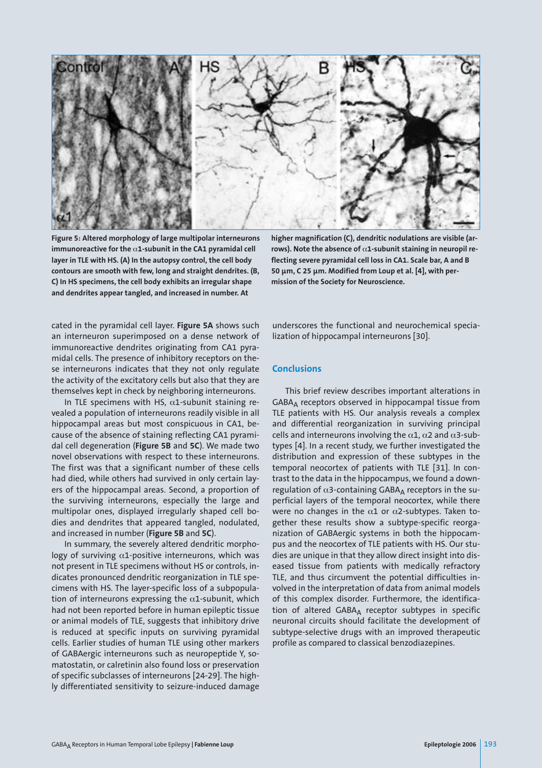**Figure 5: Altered morphology of large multipolar interneurons immunoreactive for the α1-subunit in the CA1 pyramidal cell layer in TLE with HS. (A) In the autopsy control, the cell body contours are smooth with few, long and straight dendrites. (B, C) In HS specimens, the cell body exhibits an irregular shape and dendrites appear tangled, and increased in number. At higher magnification (C), dendritic nodulations are visible (arrows). Note the absence of α1-subunit staining in neuropil reflecting severe pyramidal cell loss in CA1. Scale bar, A and B 50 µm, C 25 µm. Modified from Loup et al. [4], with permission of the Society for Neuroscience.**

cated in the pyramidal cell layer. **Figure 5A** shows such an interneuron superimposed on a dense network of immunoreactive dendrites originating from CA1 pyramidal cells. The presence of inhibitory receptors on these interneurons indicates that they not only regulate the activity of the excitatory cells but also that they are themselves kept in check by neighboring interneurons.

In TLE specimens with HS, α1-subunit staining revealed a population of interneurons readily visible in all hippocampal areas but most conspicuous in CA1, because of the absence of staining reflecting CA1 pyramidal cell degeneration (**Figure 5B** and **5C**). We made two novel observations with respect to these interneurons. The first was that a significant number of these cells had died, while others had survived in only certain layers of the hippocampal areas. Second, a proportion of the surviving interneurons, especially the large and multipolar ones, displayed irregularly shaped cell bodies and dendrites that appeared tangled, nodulated, and increased in number (**Figure 5B** and **5C**).

In summary, the severely altered dendritic morphology of surviving α1-positive interneurons, which was not present in TLE specimens without HS or controls, indicates pronounced dendritic reorganization in TLE specimens with HS. The layer-specific loss of a subpopulation of interneurons expressing the α1-subunit, which had not been reported before in human epileptic tissue or animal models of TLE, suggests that inhibitory drive is reduced at specific inputs on surviving pyramidal cells. Earlier studies of human TLE using other markers of GABAergic interneurons such as neuropeptide Y, somatostatin, or calretinin also found loss or preservation of specific subclasses of interneurons [24-29]. The highly differentiated sensitivity to seizure-induced damage underscores the functional and neurochemical specialization of hippocampal interneurons [30].

## Conclusions

This brief review describes important alterations in $GABA_A$ receptors observed in hippocampal tissue from TLE patients with HS. Our analysis reveals a complex and differential reorganization in surviving principal cells and interneurons involving the α1, α2 and α3-subtypes [4]. In a recent study, we further investigated the distribution and expression of these subtypes in the temporal neocortex of patients with TLE [31]. In contrast to the data in the hippocampus, we found a downregulation of α3-containing $GABA_A$ receptors in the superficial layers of the temporal neocortex, while there were no changes in the α1 or α2-subtypes. Taken together these results show a subtype-specific reorganization of GABAergic systems in both the hippocampus and the neocortex of TLE patients with HS. Our studies are unique in that they allow direct insight into diseased tissue from patients with medically refractory TLE, and thus circumvent the potential difficulties involved in the interpretation of data from animal models of this complex disorder. Furthermore, the identification of altered $GABA_A$ receptor subtypes in specific neuronal circuits should facilitate the development of subtype-selective drugs with an improved therapeutic profile as compared to classical benzodiazepines.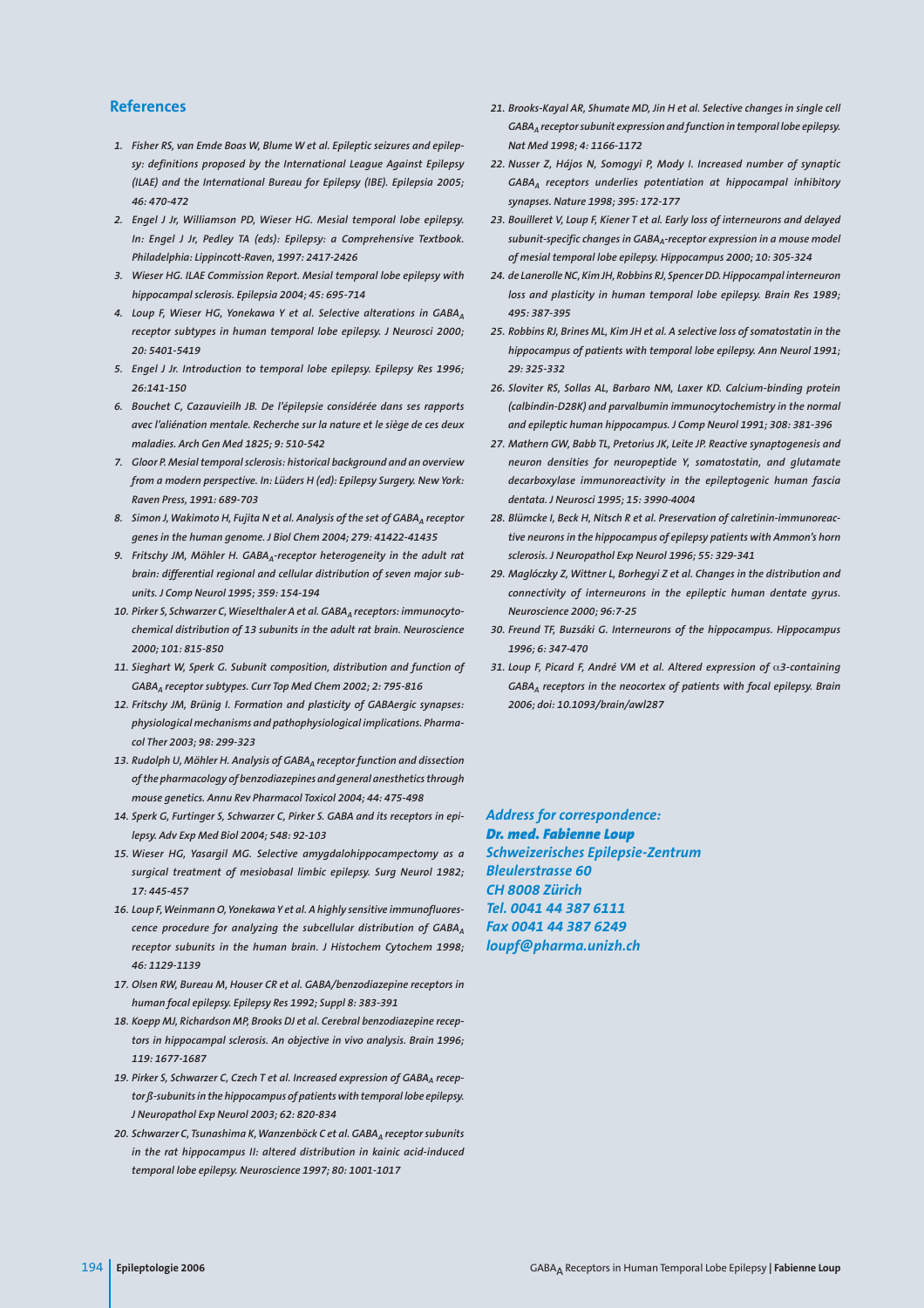## References

1. *Fisher RS, van Emde Boas W, Blume W et al. Epileptic seizures and epilepsy: definitions proposed by the International League Against Epilepsy (ILAE) and the International Bureau for Epilepsy (IBE). Epilepsia 2005; 46: 470-472*
2. *Engel J Jr, Williamson PD, Wieser HG. Mesial temporal lobe epilepsy. In: Engel J Jr, Pedley TA (eds): Epilepsy: a Comprehensive Textbook. Philadelphia: Lippincott-Raven, 1997: 2417-2426*
3. *Wieser HG. ILAE Commission Report. Mesial temporal lobe epilepsy with hippocampal sclerosis. Epilepsia 2004; 45: 695-714*
4. *Loup F, Wieser HG, Yonekawa Y et al. Selective alterations in $GABA_A$ receptor subtypes in human temporal lobe epilepsy. J Neurosci 2000; 20: 5401-5419*
5. *Engel J Jr. Introduction to temporal lobe epilepsy. Epilepsy Res 1996; 26:141-150*
6. *Bouchet C, Cazauvieilh JB. De l'épilepsie considérée dans ses rapports avec l'aliénation mentale. Recherche sur la nature et le siège de ces deux maladies. Arch Gen Med 1825; 9: 510-542*
7. *Gloor P. Mesial temporal sclerosis: historical background and an overview from a modern perspective. In: Lüders H (ed): Epilepsy Surgery. New York: Raven Press, 1991: 689-703*
8. *Simon J, Wakimoto H, Fujita N et al. Analysis of the set of $GABA_A$ receptor genes in the human genome. J Biol Chem 2004; 279: 41422-41435*
9. *Fritschy JM, Möhler H. $GABA_A$-receptor heterogeneity in the adult rat brain: differential regional and cellular distribution of seven major subunits. J Comp Neurol 1995; 359: 154-194*
10. *Pirker S, Schwarzer C, Wieselthaler A et al. $GABA_A$ receptors: immunocytochemical distribution of 13 subunits in the adult rat brain. Neuroscience 2000; 101: 815-850*
11. *Sieghart W, Sperk G. Subunit composition, distribution and function of $GABA_A$ receptor subtypes. Curr Top Med Chem 2002; 2: 795-816*
12. *Fritschy JM, Brünig I. Formation and plasticity of GABAergic synapses: physiological mechanisms and pathophysiological implications. Pharmacol Ther 2003; 98: 299-323*
13. *Rudolph U, Möhler H. Analysis of $GABA_A$ receptor function and dissection of the pharmacology of benzodiazepines and general anesthetics through mouse genetics. Annu Rev Pharmacol Toxicol 2004; 44: 475-498*
14. *Sperk G, Furtinger S, Schwarzer C, Pirker S. GABA and its receptors in epilepsy. Adv Exp Med Biol 2004; 548: 92-103*
15. *Wieser HG, Yasargil MG. Selective amygdalohippocampectomy as a surgical treatment of mesiobasal limbic epilepsy. Surg Neurol 1982; 17: 445-457*
16. *Loup F, Weinmann O, Yonekawa Y et al. A highly sensitive immunofluorescence procedure for analyzing the subcellular distribution of $GABA_A$ receptor subunits in the human brain. J Histochem Cytochem 1998; 46: 1129-1139*
17. *Olsen RW, Bureau M, Houser CR et al. GABA/benzodiazepine receptors in human focal epilepsy. Epilepsy Res 1992; Suppl 8: 383-391*
18. *Koepp MJ, Richardson MP, Brooks DJ et al. Cerebral benzodiazepine receptors in hippocampal sclerosis. An objective in vivo analysis. Brain 1996; 119: 1677-1687*
19. *Pirker S, Schwarzer C, Czech T et al. Increased expression of $GABA_A$ receptor ß-subunits in the hippocampus of patients with temporal lobe epilepsy. J Neuropathol Exp Neurol 2003; 62: 820-834*
20. *Schwarzer C, Tsunashima K, Wanzenböck C et al. $GABA_A$ receptor subunits in the rat hippocampus II: altered distribution in kainic acid-induced temporal lobe epilepsy. Neuroscience 1997; 80: 1001-1017*
21. *Brooks-Kayal AR, Shumate MD, Jin H et al. Selective changes in single cell $GABA_A$ receptor subunit expression and function in temporal lobe epilepsy. Nat Med 1998; 4: 1166-1172*
22. *Nusser Z, Hájos N, Somogyi P, Mody I. Increased number of synaptic $GABA_A$ receptors underlies potentiation at hippocampal inhibitory synapses. Nature 1998; 395: 172-177*
23. *Bouilleret V, Loup F, Kiener T et al. Early loss of interneurons and delayed subunit-specific changes in $GABA_A$-receptor expression in a mouse model of mesial temporal lobe epilepsy. Hippocampus 2000; 10: 305-324*
24. *de Lanerolle NC, Kim JH, Robbins RJ, Spencer DD. Hippocampal interneuron loss and plasticity in human temporal lobe epilepsy. Brain Res 1989; 495: 387-395*
25. *Robbins RJ, Brines ML, Kim JH et al. A selective loss of somatostatin in the hippocampus of patients with temporal lobe epilepsy. Ann Neurol 1991; 29: 325-332*
26. *Sloviter RS, Sollas AL, Barbaro NM, Laxer KD. Calcium-binding protein (calbindin-D28K) and parvalbumin immunocytochemistry in the normal and epileptic human hippocampus. J Comp Neurol 1991; 308: 381-396*
27. *Mathern GW, Babb TL, Pretorius JK, Leite JP. Reactive synaptogenesis and neuron densities for neuropeptide Y, somatostatin, and glutamate decarboxylase immunoreactivity in the epileptogenic human fascia dentata. J Neurosci 1995; 15: 3990-4004*
28. *Blümcke I, Beck H, Nitsch R et al. Preservation of calretinin-immunoreactive neurons in the hippocampus of epilepsy patients with Ammon's horn sclerosis. J Neuropathol Exp Neurol 1996; 55: 329-341*
29. *Maglóczky Z, Wittner L, Borhegyi Z et al. Changes in the distribution and connectivity of interneurons in the epileptic human dentate gyrus. Neuroscience 2000; 96:7-25*
30. *Freund TF, Buzsáki G. Interneurons of the hippocampus. Hippocampus 1996; 6: 347-470*
31. *Loup F, Picard F, André VM et al. Altered expression of $\alpha$3-containing $GABA_A$ receptors in the neocortex of patients with focal epilepsy. Brain 2006; doi: 10.1093/brain/awl287*

*Address for correspondence:*
***Dr. med. Fabienne Loup***
*Schweizerisches Epilepsie-Zentrum*
*Bleulerstrasse 60*
*CH 8008 Zürich*
*Tel. 0041 44 387 6111*
*Fax 0041 44 387 6249*
*loupf@pharma.unizh.ch*